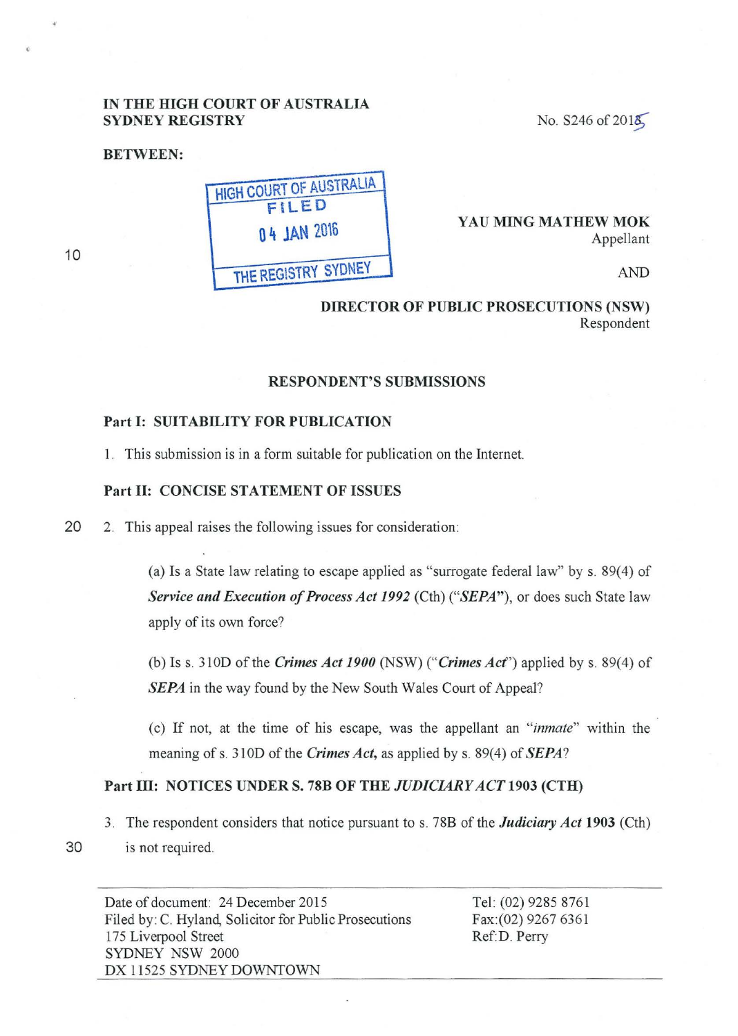**IN THE HIGH COURT OF AUSTRALIA**
**SYDNEY REGISTRY**

No. S246 of 2015

**BETWEEN:**

HIGH COURT OF AUSTRALIA
FILED
04 JAN 2016
THE REGISTRY SYDNEY

**YAU MING MATHEW MOK**
Appellant

AND

**DIRECTOR OF PUBLIC PROSECUTIONS (NSW)**
Respondent

**RESPONDENT'S SUBMISSIONS**

**Part I: SUITABILITY FOR PUBLICATION**

1. This submission is in a form suitable for publication on the Internet.

**Part II: CONCISE STATEMENT OF ISSUES**

2. This appeal raises the following issues for consideration:

(a) Is a State law relating to escape applied as "surrogate federal law" by s. 89(4) of ***Service and Execution of Process Act 1992*** (Cth) ("***SEPA***"), or does such State law apply of its own force?

(b) Is s. 310D of the ***Crimes Act 1900*** (NSW) ("***Crimes Act***") applied by s. 89(4) of ***SEPA*** in the way found by the New South Wales Court of Appeal?

(c) If not, at the time of his escape, was the appellant an "*inmate*" within the meaning of s. 310D of the ***Crimes Act***, as applied by s. 89(4) of ***SEPA***?

**Part III: NOTICES UNDER S. 78B OF THE *JUDICIARY ACT* 1903 (CTH)**

3. The respondent considers that notice pursuant to s. 78B of the ***Judiciary Act* 1903** (Cth) is not required.

Date of document: 24 December 2015
Filed by: C. Hyland, Solicitor for Public Prosecutions
175 Liverpool Street
SYDNEY NSW 2000
DX 11525 SYDNEY DOWNTOWN

Tel: (02) 9285 8761
Fax:(02) 9267 6361
Ref:D. Perry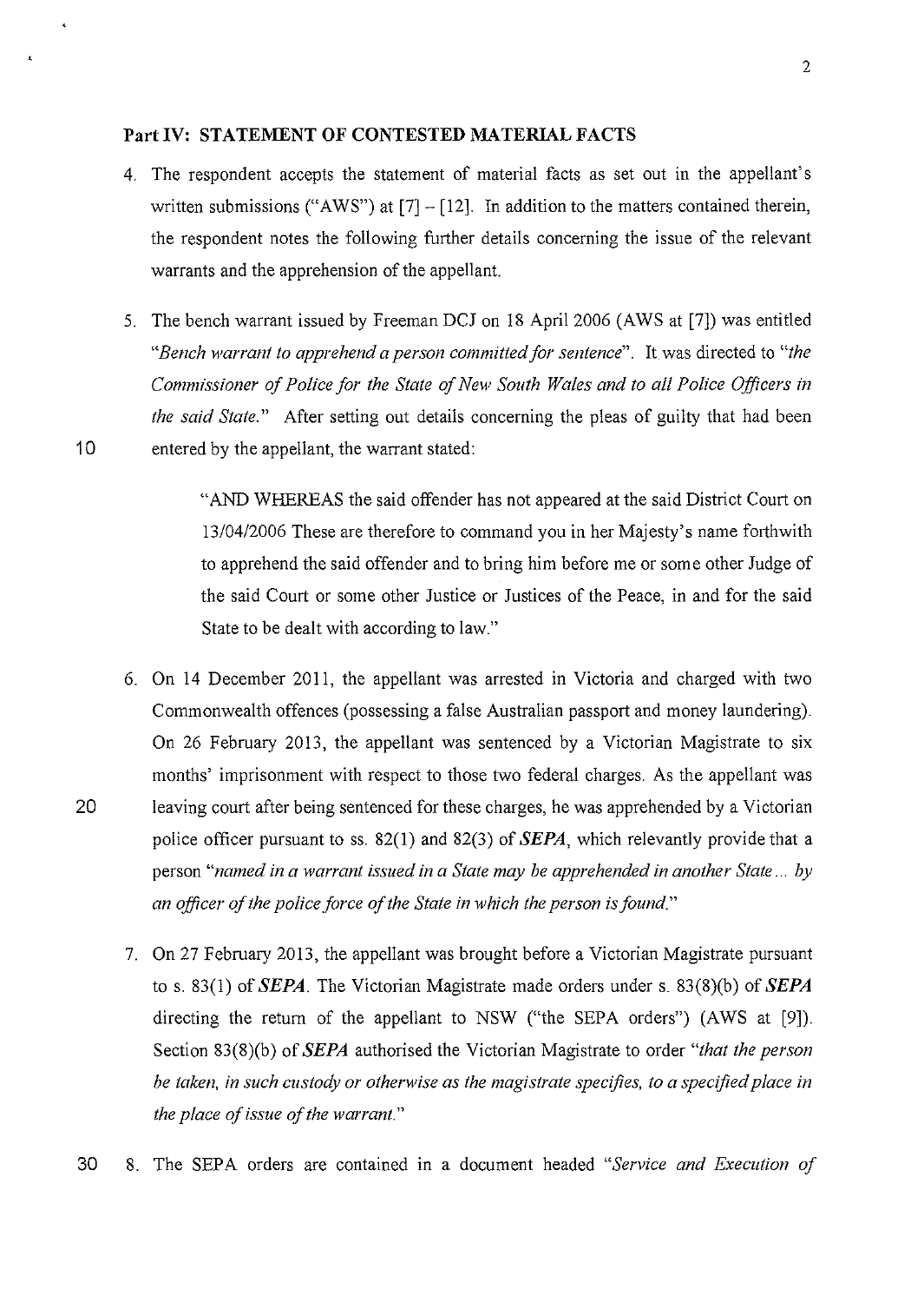## Part IV: STATEMENT OF CONTESTED MATERIAL FACTS

4. The respondent accepts the statement of material facts as set out in the appellant's written submissions ("AWS") at [7] – [12]. In addition to the matters contained therein, the respondent notes the following further details concerning the issue of the relevant warrants and the apprehension of the appellant.

5. The bench warrant issued by Freeman DCJ on 18 April 2006 (AWS at [7]) was entitled *"Bench warrant to apprehend a person committed for sentence"*. It was directed to *"the Commissioner of Police for the State of New South Wales and to all Police Officers in the said State."* After setting out details concerning the pleas of guilty that had been entered by the appellant, the warrant stated:

   > "AND WHEREAS the said offender has not appeared at the said District Court on 13/04/2006 These are therefore to command you in her Majesty's name forthwith to apprehend the said offender and to bring him before me or some other Judge of the said Court or some other Justice or Justices of the Peace, in and for the said State to be dealt with according to law."

6. On 14 December 2011, the appellant was arrested in Victoria and charged with two Commonwealth offences (possessing a false Australian passport and money laundering). On 26 February 2013, the appellant was sentenced by a Victorian Magistrate to six months' imprisonment with respect to those two federal charges. As the appellant was leaving court after being sentenced for these charges, he was apprehended by a Victorian police officer pursuant to ss. 82(1) and 82(3) of ***SEPA***, which relevantly provide that a person *"named in a warrant issued in a State may be apprehended in another State ... by an officer of the police force of the State in which the person is found."*

7. On 27 February 2013, the appellant was brought before a Victorian Magistrate pursuant to s. 83(1) of ***SEPA***. The Victorian Magistrate made orders under s. 83(8)(b) of ***SEPA*** directing the return of the appellant to NSW ("the SEPA orders") (AWS at [9]). Section 83(8)(b) of ***SEPA*** authorised the Victorian Magistrate to order *"that the person be taken, in such custody or otherwise as the magistrate specifies, to a specified place in the place of issue of the warrant."*

8. The SEPA orders are contained in a document headed *"Service and Execution of*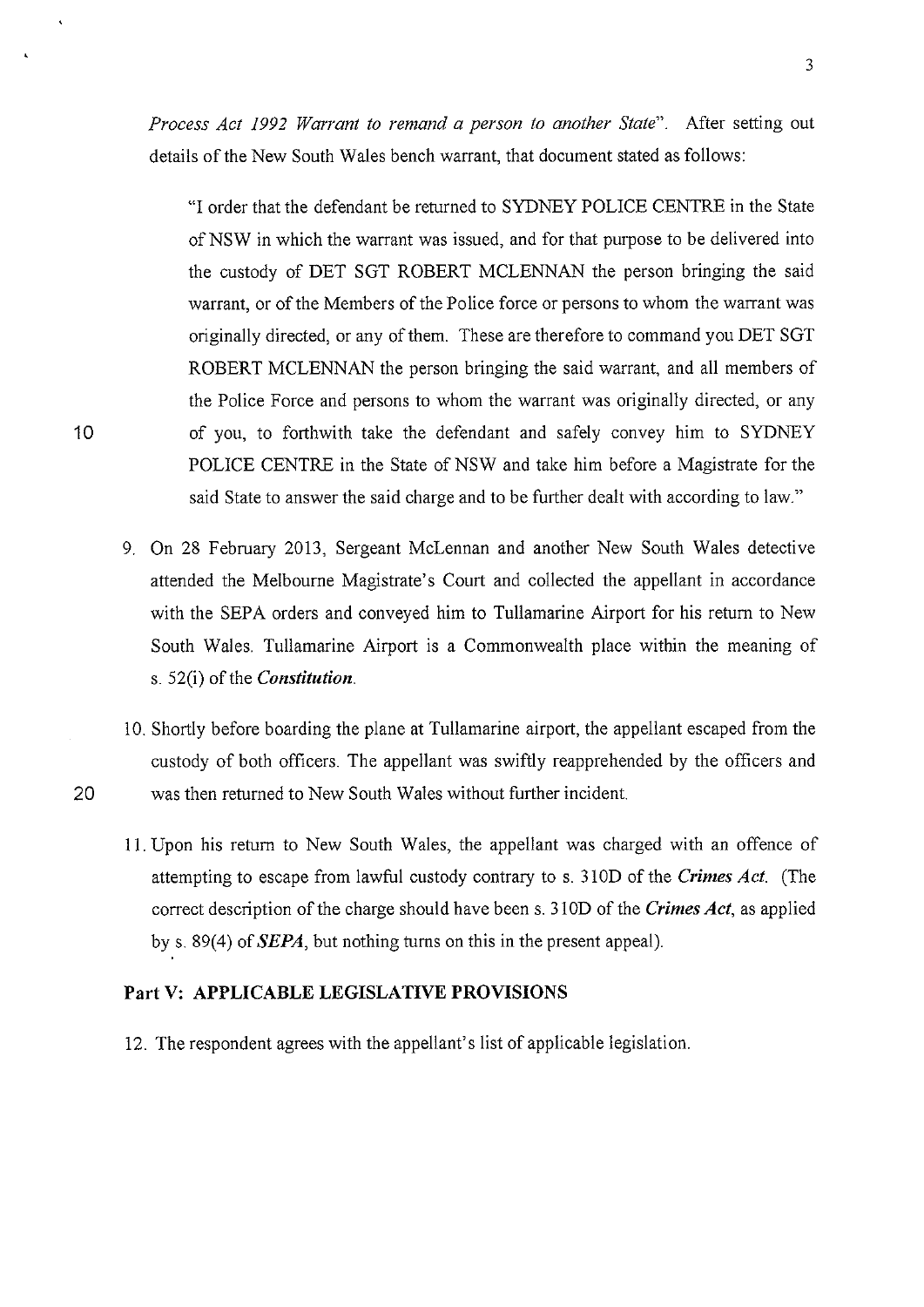*Process Act 1992 Warrant to remand a person to another State*". After setting out details of the New South Wales bench warrant, that document stated as follows:

> "I order that the defendant be returned to SYDNEY POLICE CENTRE in the State of NSW in which the warrant was issued, and for that purpose to be delivered into the custody of DET SGT ROBERT MCLENNAN the person bringing the said warrant, or of the Members of the Police force or persons to whom the warrant was originally directed, or any of them. These are therefore to command you DET SGT ROBERT MCLENNAN the person bringing the said warrant, and all members of the Police Force and persons to whom the warrant was originally directed, or any of you, to forthwith take the defendant and safely convey him to SYDNEY POLICE CENTRE in the State of NSW and take him before a Magistrate for the said State to answer the said charge and to be further dealt with according to law."

9. On 28 February 2013, Sergeant McLennan and another New South Wales detective attended the Melbourne Magistrate's Court and collected the appellant in accordance with the SEPA orders and conveyed him to Tullamarine Airport for his return to New South Wales. Tullamarine Airport is a Commonwealth place within the meaning of s. 52(i) of the ***Constitution***.

10. Shortly before boarding the plane at Tullamarine airport, the appellant escaped from the custody of both officers. The appellant was swiftly reapprehended by the officers and was then returned to New South Wales without further incident.

11. Upon his return to New South Wales, the appellant was charged with an offence of attempting to escape from lawful custody contrary to s. 310D of the ***Crimes Act***. (The correct description of the charge should have been s. 310D of the ***Crimes Act***, as applied by s. 89(4) of ***SEPA***, but nothing turns on this in the present appeal).

## Part V: APPLICABLE LEGISLATIVE PROVISIONS

12. The respondent agrees with the appellant's list of applicable legislation.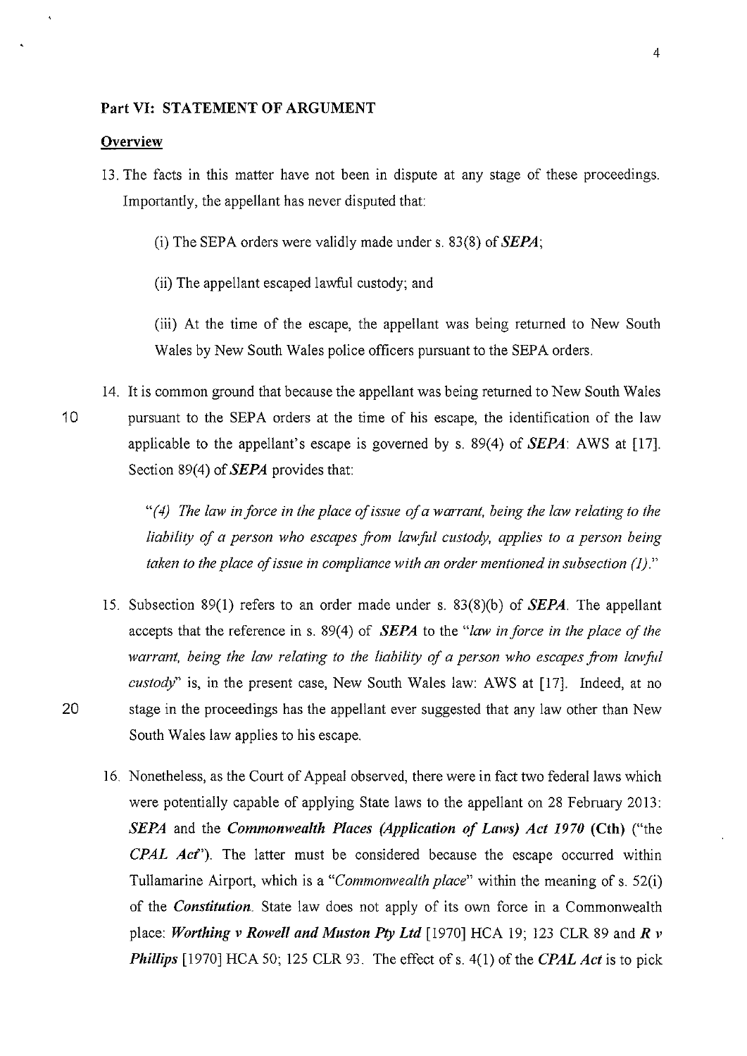## Part VI: STATEMENT OF ARGUMENT

### Overview

13. The facts in this matter have not been in dispute at any stage of these proceedings. Importantly, the appellant has never disputed that:

    (i) The SEPA orders were validly made under s. 83(8) of ***SEPA***;

    (ii) The appellant escaped lawful custody; and

    (iii) At the time of the escape, the appellant was being returned to New South Wales by New South Wales police officers pursuant to the SEPA orders.

14. It is common ground that because the appellant was being returned to New South Wales pursuant to the SEPA orders at the time of his escape, the identification of the law applicable to the appellant's escape is governed by s. 89(4) of ***SEPA***: AWS at [17]. Section 89(4) of ***SEPA*** provides that:

    *"(4) The law in force in the place of issue of a warrant, being the law relating to the liability of a person who escapes from lawful custody, applies to a person being taken to the place of issue in compliance with an order mentioned in subsection (1)."*

15. Subsection 89(1) refers to an order made under s. 83(8)(b) of ***SEPA***. The appellant accepts that the reference in s. 89(4) of ***SEPA*** to the *"law in force in the place of the warrant, being the law relating to the liability of a person who escapes from lawful custody"* is, in the present case, New South Wales law: AWS at [17]. Indeed, at no stage in the proceedings has the appellant ever suggested that any law other than New South Wales law applies to his escape.

16. Nonetheless, as the Court of Appeal observed, there were in fact two federal laws which were potentially capable of applying State laws to the appellant on 28 February 2013: ***SEPA*** and the ***Commonwealth Places (Application of Laws) Act 1970* (Cth)** ("the ***CPAL Act***"). The latter must be considered because the escape occurred within Tullamarine Airport, which is a *"Commonwealth place"* within the meaning of s. 52(i) of the ***Constitution***. State law does not apply of its own force in a Commonwealth place: ***Worthing v Rowell and Muston Pty Ltd*** [1970] HCA 19; 123 CLR 89 and ***R v Phillips*** [1970] HCA 50; 125 CLR 93. The effect of s. 4(1) of the ***CPAL Act*** is to pick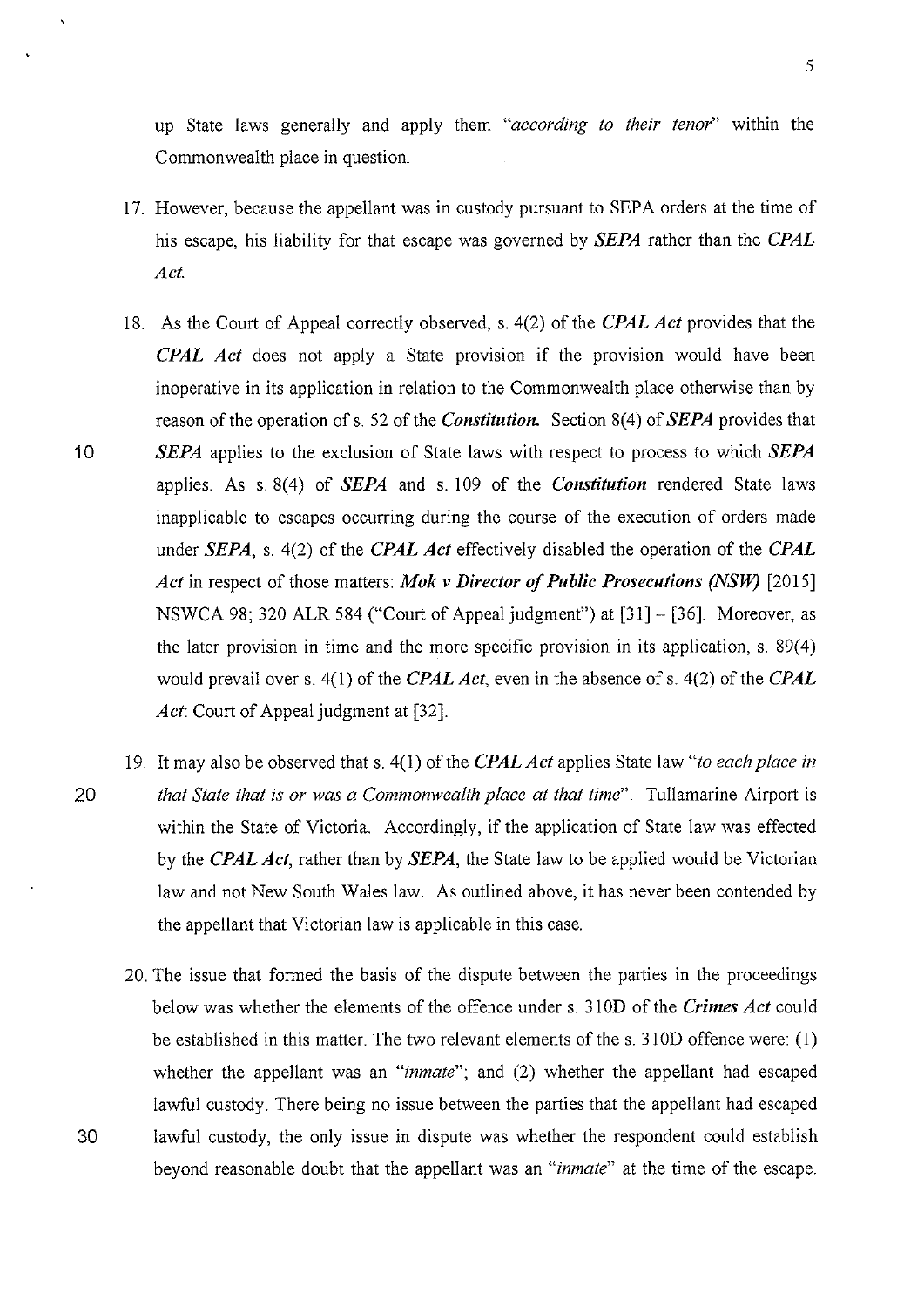up State laws generally and apply them *"according to their tenor"* within the Commonwealth place in question.

17. However, because the appellant was in custody pursuant to SEPA orders at the time of his escape, his liability for that escape was governed by ***SEPA*** rather than the ***CPAL Act.***

18. As the Court of Appeal correctly observed, s. 4(2) of the ***CPAL Act*** provides that the ***CPAL Act*** does not apply a State provision if the provision would have been inoperative in its application in relation to the Commonwealth place otherwise than by reason of the operation of s. 52 of the ***Constitution.*** Section 8(4) of ***SEPA*** provides that ***SEPA*** applies to the exclusion of State laws with respect to process to which ***SEPA*** applies. As s. 8(4) of ***SEPA*** and s. 109 of the ***Constitution*** rendered State laws inapplicable to escapes occurring during the course of the execution of orders made under ***SEPA***, s. 4(2) of the ***CPAL Act*** effectively disabled the operation of the ***CPAL Act*** in respect of those matters: ***Mok v Director of Public Prosecutions (NSW)*** [2015] NSWCA 98; 320 ALR 584 ("Court of Appeal judgment") at [31] – [36]. Moreover, as the later provision in time and the more specific provision in its application, s. 89(4) would prevail over s. 4(1) of the ***CPAL Act***, even in the absence of s. 4(2) of the ***CPAL Act***: Court of Appeal judgment at [32].

19. It may also be observed that s. 4(1) of the ***CPAL Act*** applies State law *"to each place in that State that is or was a Commonwealth place at that time"*. Tullamarine Airport is within the State of Victoria. Accordingly, if the application of State law was effected by the ***CPAL Act***, rather than by ***SEPA***, the State law to be applied would be Victorian law and not New South Wales law. As outlined above, it has never been contended by the appellant that Victorian law is applicable in this case.

20. The issue that formed the basis of the dispute between the parties in the proceedings below was whether the elements of the offence under s. 310D of the ***Crimes Act*** could be established in this matter. The two relevant elements of the s. 310D offence were: (1) whether the appellant was an *"inmate"*; and (2) whether the appellant had escaped lawful custody. There being no issue between the parties that the appellant had escaped lawful custody, the only issue in dispute was whether the respondent could establish beyond reasonable doubt that the appellant was an *"inmate"* at the time of the escape.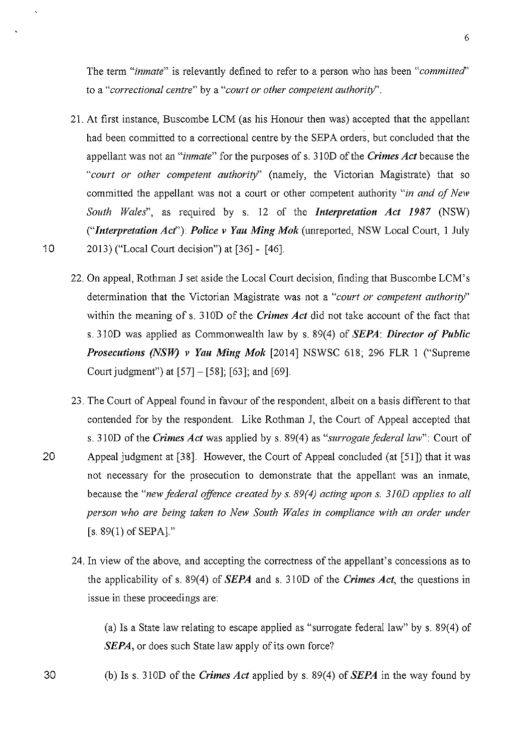The term "*inmate*" is relevantly defined to refer to a person who has been "*committed*" to a "*correctional centre*" by a "*court or other competent authority*".

21. At first instance, Buscombe LCM (as his Honour then was) accepted that the appellant had been committed to a correctional centre by the SEPA orders, but concluded that the appellant was not an "*inmate*" for the purposes of s. 310D of the ***Crimes Act*** because the "*court or other competent authority*" (namely, the Victorian Magistrate) that so committed the appellant was not a court or other competent authority "*in and of New South Wales*", as required by s. 12 of the ***Interpretation Act 1987*** (NSW) ("***Interpretation Act***"): ***Police v Yau Ming Mok*** (unreported, NSW Local Court, 1 July 2013) ("Local Court decision") at [36] - [46].

22. On appeal, Rothman J set aside the Local Court decision, finding that Buscombe LCM's determination that the Victorian Magistrate was not a "*court or competent authority*" within the meaning of s. 310D of the ***Crimes Act*** did not take account of the fact that s. 310D was applied as Commonwealth law by s. 89(4) of ***SEPA***: ***Director of Public Prosecutions (NSW) v Yau Ming Mok*** [2014] NSWSC 618; 296 FLR 1 ("Supreme Court judgment") at [57] – [58]; [63]; and [69].

23. The Court of Appeal found in favour of the respondent, albeit on a basis different to that contended for by the respondent. Like Rothman J, the Court of Appeal accepted that s. 310D of the ***Crimes Act*** was applied by s. 89(4) as "*surrogate federal law*": Court of Appeal judgment at [38]. However, the Court of Appeal concluded (at [51]) that it was not necessary for the prosecution to demonstrate that the appellant was an inmate, because the "*new federal offence created by s. 89(4) acting upon s. 310D applies to all person who are being taken to New South Wales in compliance with an order under* [s. 89(1) of SEPA]."

24. In view of the above, and accepting the correctness of the appellant's concessions as to the applicability of s. 89(4) of ***SEPA*** and s. 310D of the ***Crimes Act***, the questions in issue in these proceedings are:

    (a) Is a State law relating to escape applied as "surrogate federal law" by s. 89(4) of ***SEPA***, or does such State law apply of its own force?

    (b) Is s. 310D of the ***Crimes Act*** applied by s. 89(4) of ***SEPA*** in the way found by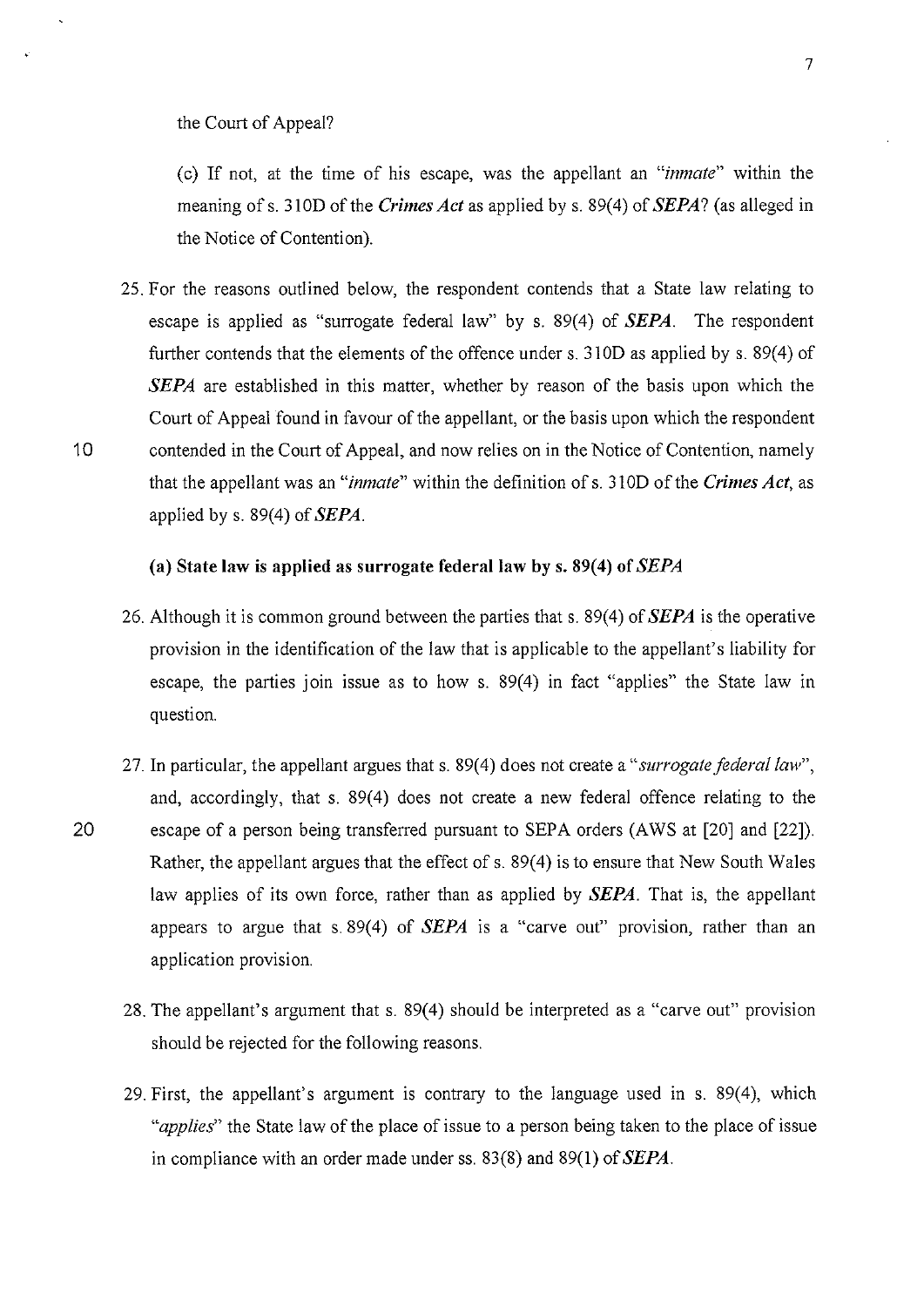the Court of Appeal?

(c) If not, at the time of his escape, was the appellant an *"inmate"* within the meaning of s. 310D of the ***Crimes Act*** as applied by s. 89(4) of ***SEPA***? (as alleged in the Notice of Contention).

25. For the reasons outlined below, the respondent contends that a State law relating to escape is applied as "surrogate federal law" by s. 89(4) of ***SEPA***. The respondent further contends that the elements of the offence under s. 310D as applied by s. 89(4) of ***SEPA*** are established in this matter, whether by reason of the basis upon which the Court of Appeal found in favour of the appellant, or the basis upon which the respondent contended in the Court of Appeal, and now relies on in the Notice of Contention, namely that the appellant was an *"inmate"* within the definition of s. 310D of the ***Crimes Act***, as applied by s. 89(4) of ***SEPA***.

**(a) State law is applied as surrogate federal law by s. 89(4) of *SEPA***

26. Although it is common ground between the parties that s. 89(4) of ***SEPA*** is the operative provision in the identification of the law that is applicable to the appellant's liability for escape, the parties join issue as to how s. 89(4) in fact "applies" the State law in question.

27. In particular, the appellant argues that s. 89(4) does not create a *"surrogate federal law"*, and, accordingly, that s. 89(4) does not create a new federal offence relating to the escape of a person being transferred pursuant to SEPA orders (AWS at [20] and [22]). Rather, the appellant argues that the effect of s. 89(4) is to ensure that New South Wales law applies of its own force, rather than as applied by ***SEPA***. That is, the appellant appears to argue that s. 89(4) of ***SEPA*** is a "carve out" provision, rather than an application provision.

28. The appellant's argument that s. 89(4) should be interpreted as a "carve out" provision should be rejected for the following reasons.

29. First, the appellant's argument is contrary to the language used in s. 89(4), which *"applies"* the State law of the place of issue to a person being taken to the place of issue in compliance with an order made under ss. 83(8) and 89(1) of ***SEPA***.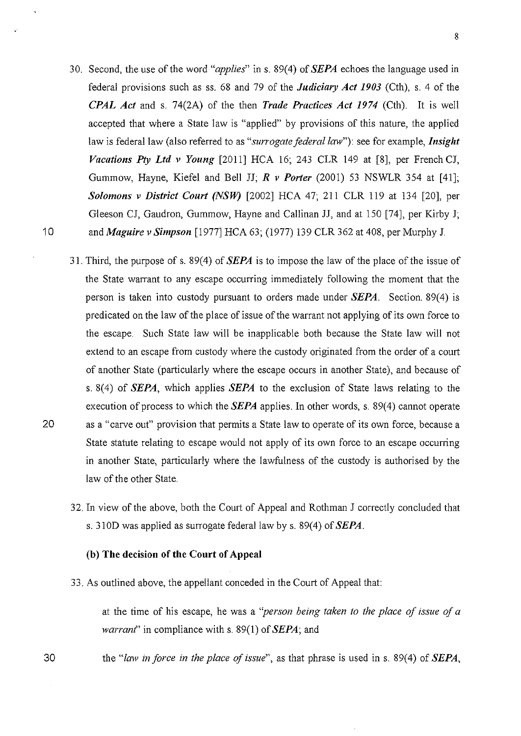30. Second, the use of the word *"applies"* in s. 89(4) of ***SEPA*** echoes the language used in federal provisions such as ss. 68 and 79 of the ***Judiciary Act 1903*** (Cth), s. 4 of the ***CPAL Act*** and s. 74(2A) of the then ***Trade Practices Act 1974*** (Cth). It is well accepted that where a State law is "applied" by provisions of this nature, the applied law is federal law (also referred to as *"surrogate federal law"*): see for example, ***Insight Vacations Pty Ltd v Young*** [2011] HCA 16; 243 CLR 149 at [8], per French CJ, Gummow, Hayne, Kiefel and Bell JJ; ***R v Porter*** (2001) 53 NSWLR 354 at [41]; ***Solomons v District Court (NSW)*** [2002] HCA 47; 211 CLR 119 at 134 [20], per Gleeson CJ, Gaudron, Gummow, Hayne and Callinan JJ, and at 150 [74], per Kirby J; and ***Maguire v Simpson*** [1977] HCA 63; (1977) 139 CLR 362 at 408, per Murphy J.

31. Third, the purpose of s. 89(4) of ***SEPA*** is to impose the law of the place of the issue of the State warrant to any escape occurring immediately following the moment that the person is taken into custody pursuant to orders made under ***SEPA***. Section. 89(4) is predicated on the law of the place of issue of the warrant not applying of its own force to the escape. Such State law will be inapplicable both because the State law will not extend to an escape from custody where the custody originated from the order of a court of another State (particularly where the escape occurs in another State), and because of s. 8(4) of ***SEPA***, which applies ***SEPA*** to the exclusion of State laws relating to the execution of process to which the ***SEPA*** applies. In other words, s. 89(4) cannot operate as a "carve out" provision that permits a State law to operate of its own force, because a State statute relating to escape would not apply of its own force to an escape occurring in another State, particularly where the lawfulness of the custody is authorised by the law of the other State.

32. In view of the above, both the Court of Appeal and Rothman J correctly concluded that s. 310D was applied as surrogate federal law by s. 89(4) of ***SEPA***.

### (b) The decision of the Court of Appeal

33. As outlined above, the appellant conceded in the Court of Appeal that:

    at the time of his escape, he was a *"person being taken to the place of issue of a warrant"* in compliance with s. 89(1) of ***SEPA***; and

    the *"law in force in the place of issue"*, as that phrase is used in s. 89(4) of ***SEPA***,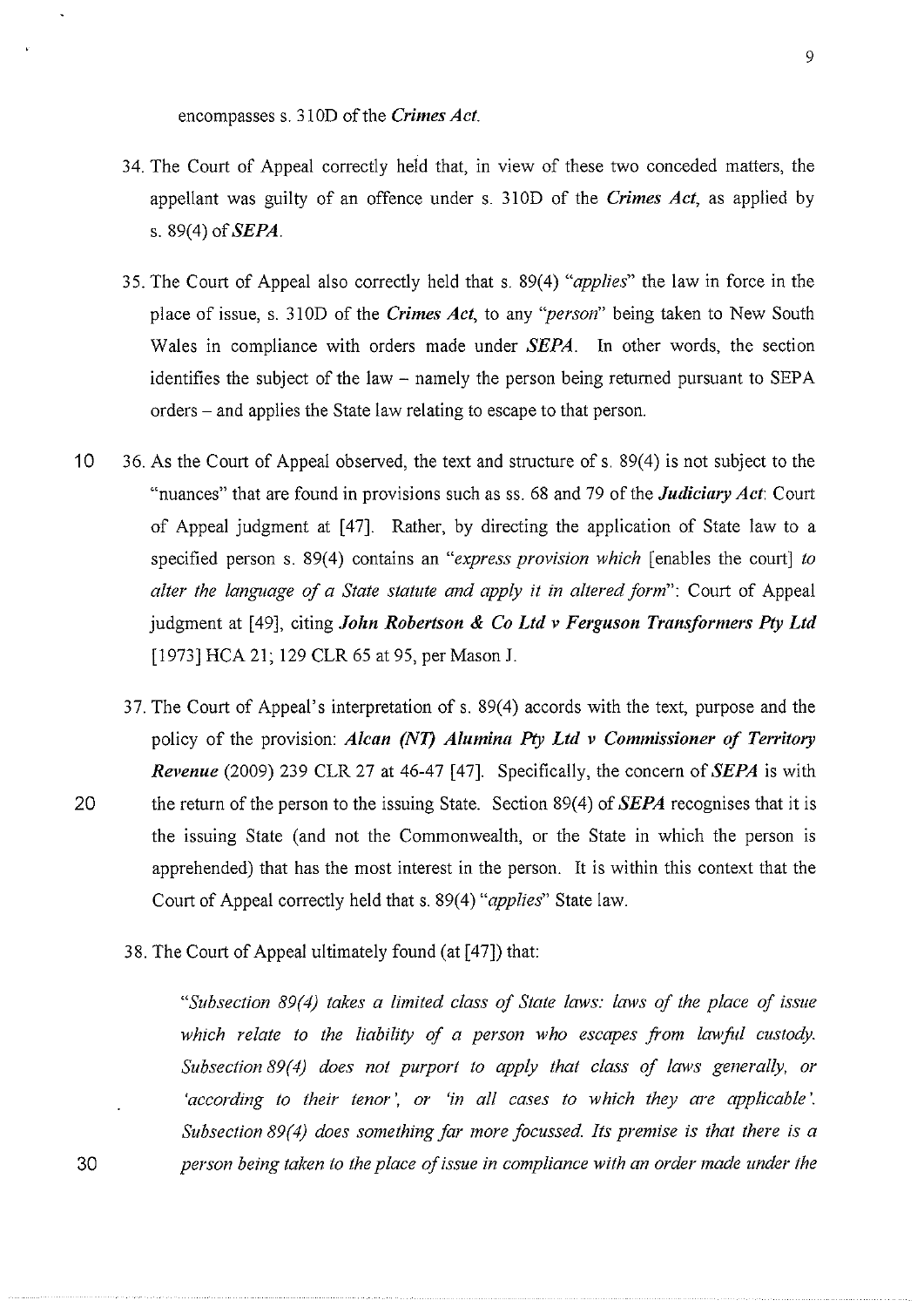encompasses s. 310D of the *Crimes Act*.

34. The Court of Appeal correctly held that, in view of these two conceded matters, the appellant was guilty of an offence under s. 310D of the *Crimes Act*, as applied by s. 89(4) of ***SEPA***.

35. The Court of Appeal also correctly held that s. 89(4) *"applies"* the law in force in the place of issue, s. 310D of the *Crimes Act*, to any *"person"* being taken to New South Wales in compliance with orders made under ***SEPA***. In other words, the section identifies the subject of the law – namely the person being returned pursuant to SEPA orders – and applies the State law relating to escape to that person.

36. As the Court of Appeal observed, the text and structure of s. 89(4) is not subject to the "nuances" that are found in provisions such as ss. 68 and 79 of the ***Judiciary Act***: Court of Appeal judgment at [47]. Rather, by directing the application of State law to a specified person s. 89(4) contains an *"express provision which* [enables the court] *to alter the language of a State statute and apply it in altered form"*: Court of Appeal judgment at [49], citing ***John Robertson & Co Ltd v Ferguson Transformers Pty Ltd*** [1973] HCA 21; 129 CLR 65 at 95, per Mason J.

37. The Court of Appeal's interpretation of s. 89(4) accords with the text, purpose and the policy of the provision: ***Alcan (NT) Alumina Pty Ltd v Commissioner of Territory Revenue*** (2009) 239 CLR 27 at 46-47 [47]. Specifically, the concern of ***SEPA*** is with the return of the person to the issuing State. Section 89(4) of ***SEPA*** recognises that it is the issuing State (and not the Commonwealth, or the State in which the person is apprehended) that has the most interest in the person. It is within this context that the Court of Appeal correctly held that s. 89(4) *"applies"* State law.

38. The Court of Appeal ultimately found (at [47]) that:

> *"Subsection 89(4) takes a limited class of State laws: laws of the place of issue which relate to the liability of a person who escapes from lawful custody. Subsection 89(4) does not purport to apply that class of laws generally, or 'according to their tenor', or 'in all cases to which they are applicable'. Subsection 89(4) does something far more focussed. Its premise is that there is a person being taken to the place of issue in compliance with an order made under the*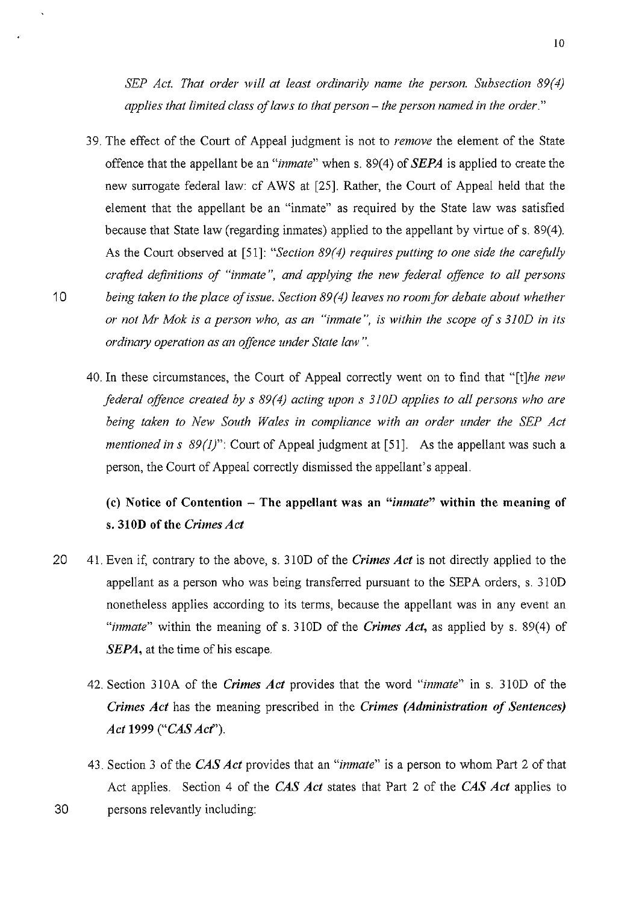*SEP Act. That order will at least ordinarily name the person. Subsection 89(4) applies that limited class of laws to that person – the person named in the order.*"

39. The effect of the Court of Appeal judgment is not to *remove* the element of the State offence that the appellant be an "*inmate*" when s. 89(4) of ***SEPA*** is applied to create the new surrogate federal law: cf AWS at [25]. Rather, the Court of Appeal held that the element that the appellant be an "inmate" as required by the State law was satisfied because that State law (regarding inmates) applied to the appellant by virtue of s. 89(4). As the Court observed at [51]: "*Section 89(4) requires putting to one side the carefully crafted definitions of "inmate", and applying the new federal offence to all persons being taken to the place of issue. Section 89(4) leaves no room for debate about whether or not Mr Mok is a person who, as an "inmate", is within the scope of s 310D in its ordinary operation as an offence under State law*".

40. In these circumstances, the Court of Appeal correctly went on to find that "[t]*he new federal offence created by s 89(4) acting upon s 310D applies to all persons who are being taken to New South Wales in compliance with an order under the SEP Act mentioned in s 89(1)*": Court of Appeal judgment at [51]. As the appellant was such a person, the Court of Appeal correctly dismissed the appellant's appeal.

### (c) Notice of Contention – The appellant was an "*inmate*" within the meaning of s. 310D of the *Crimes Act*

41. Even if, contrary to the above, s. 310D of the ***Crimes Act*** is not directly applied to the appellant as a person who was being transferred pursuant to the SEPA orders, s. 310D nonetheless applies according to its terms, because the appellant was in any event an "*inmate*" within the meaning of s. 310D of the ***Crimes Act***, as applied by s. 89(4) of ***SEPA***, at the time of his escape.

42. Section 310A of the ***Crimes Act*** provides that the word "*inmate*" in s. 310D of the ***Crimes Act*** has the meaning prescribed in the ***Crimes (Administration of Sentences) Act* 1999** ("***CAS Act***").

43. Section 3 of the ***CAS Act*** provides that an "*inmate*" is a person to whom Part 2 of that Act applies. Section 4 of the ***CAS Act*** states that Part 2 of the ***CAS Act*** applies to persons relevantly including: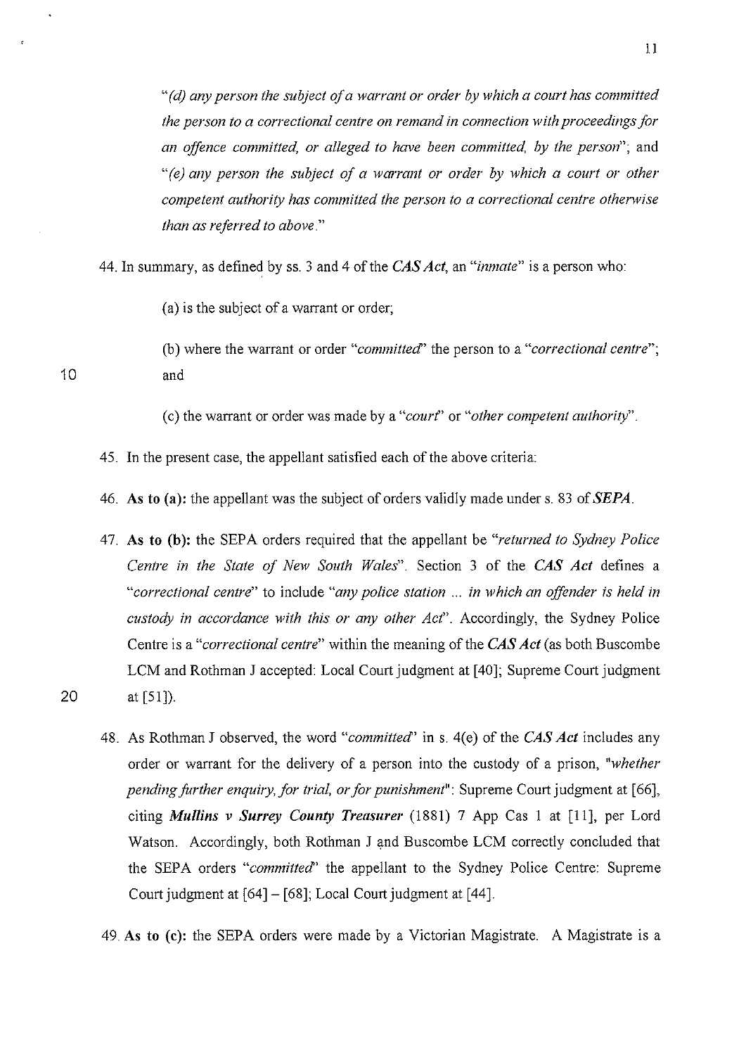*"(d) any person the subject of a warrant or order by which a court has committed the person to a correctional centre on remand in connection with proceedings for an offence committed, or alleged to have been committed, by the person"*; and *"(e) any person the subject of a warrant or order by which a court or other competent authority has committed the person to a correctional centre otherwise than as referred to above."*

44. In summary, as defined by ss. 3 and 4 of the ***CAS Act***, an *"inmate"* is a person who:

    (a) is the subject of a warrant or order;

    (b) where the warrant or order *"committed"* the person to a *"correctional centre"*; and

    (c) the warrant or order was made by a *"court"* or *"other competent authority"*.

45. In the present case, the appellant satisfied each of the above criteria:

46. **As to (a):** the appellant was the subject of orders validly made under s. 83 of ***SEPA***.

47. **As to (b):** the SEPA orders required that the appellant be *"returned to Sydney Police Centre in the State of New South Wales"*. Section 3 of the ***CAS Act*** defines a *"correctional centre"* to include *"any police station ... in which an offender is held in custody in accordance with this or any other Act"*. Accordingly, the Sydney Police Centre is a *"correctional centre"* within the meaning of the ***CAS Act*** (as both Buscombe LCM and Rothman J accepted: Local Court judgment at [40]; Supreme Court judgment at [51]).

48. As Rothman J observed, the word *"committed"* in s. 4(e) of the ***CAS Act*** includes any order or warrant for the delivery of a person into the custody of a prison, *"whether pending further enquiry, for trial, or for punishment"*: Supreme Court judgment at [66], citing ***Mullins v Surrey County Treasurer*** (1881) 7 App Cas 1 at [11], per Lord Watson. Accordingly, both Rothman J and Buscombe LCM correctly concluded that the SEPA orders *"committed"* the appellant to the Sydney Police Centre: Supreme Court judgment at [64] – [68]; Local Court judgment at [44].

49. **As to (c):** the SEPA orders were made by a Victorian Magistrate. A Magistrate is a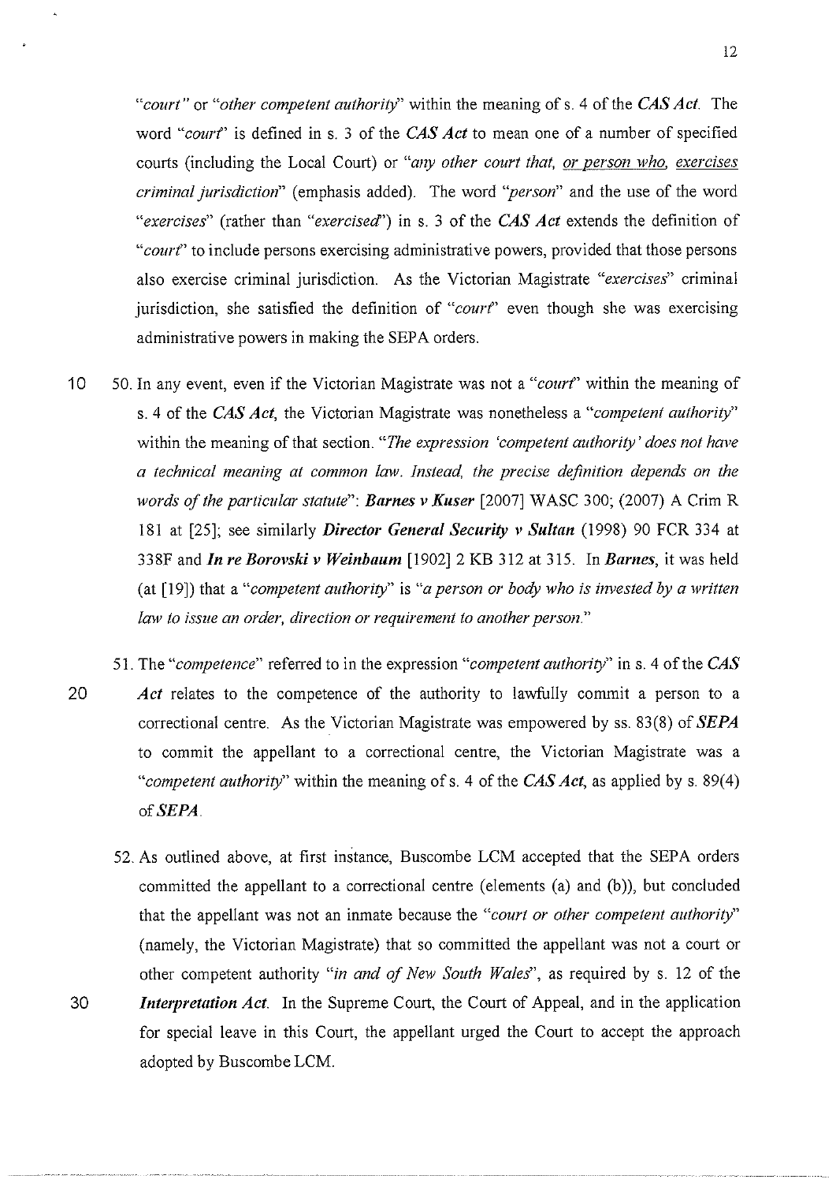*"court"* or *"other competent authority"* within the meaning of s. 4 of the ***CAS Act***. The word *"court"* is defined in s. 3 of the ***CAS Act*** to mean one of a number of specified courts (including the Local Court) or *"any other court that, <u>or person who</u>, <u>exercises</u> criminal jurisdiction"* (emphasis added). The word *"person"* and the use of the word *"exercises"* (rather than *"exercised"*) in s. 3 of the ***CAS Act*** extends the definition of *"court"* to include persons exercising administrative powers, provided that those persons also exercise criminal jurisdiction. As the Victorian Magistrate *"exercises"* criminal jurisdiction, she satisfied the definition of *"court"* even though she was exercising administrative powers in making the SEPA orders.

50. In any event, even if the Victorian Magistrate was not a *"court"* within the meaning of s. 4 of the ***CAS Act***, the Victorian Magistrate was nonetheless a *"competent authority"* within the meaning of that section. *"The expression 'competent authority' does not have a technical meaning at common law. Instead, the precise definition depends on the words of the particular statute"*: ***Barnes v Kuser*** [2007] WASC 300; (2007) A Crim R 181 at [25]; see similarly ***Director General Security v Sultan*** (1998) 90 FCR 334 at 338F and ***In re Borovski v Weinbaum*** [1902] 2 KB 312 at 315. In ***Barnes***, it was held (at [19]) that a *"competent authority"* is *"a person or body who is invested by a written law to issue an order, direction or requirement to another person."*

51. The *"competence"* referred to in the expression *"competent authority"* in s. 4 of the ***CAS Act*** relates to the competence of the authority to lawfully commit a person to a correctional centre. As the Victorian Magistrate was empowered by ss. 83(8) of ***SEPA*** to commit the appellant to a correctional centre, the Victorian Magistrate was a *"competent authority"* within the meaning of s. 4 of the ***CAS Act***, as applied by s. 89(4) of ***SEPA***.

52. As outlined above, at first instance, Buscombe LCM accepted that the SEPA orders committed the appellant to a correctional centre (elements (a) and (b)), but concluded that the appellant was not an inmate because the *"court or other competent authority"* (namely, the Victorian Magistrate) that so committed the appellant was not a court or other competent authority *"in and of New South Wales"*, as required by s. 12 of the ***Interpretation Act***. In the Supreme Court, the Court of Appeal, and in the application for special leave in this Court, the appellant urged the Court to accept the approach adopted by Buscombe LCM.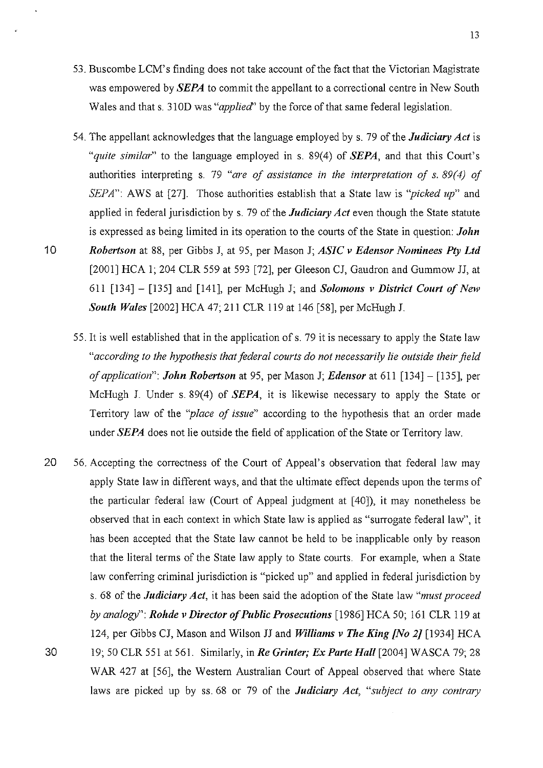53. Buscombe LCM's finding does not take account of the fact that the Victorian Magistrate was empowered by ***SEPA*** to commit the appellant to a correctional centre in New South Wales and that s. 310D was *"applied"* by the force of that same federal legislation.

54. The appellant acknowledges that the language employed by s. 79 of the ***Judiciary Act*** is *"quite similar"* to the language employed in s. 89(4) of ***SEPA***, and that this Court's authorities interpreting s. 79 *"are of assistance in the interpretation of s. 89(4) of SEPA"*: AWS at [27]. Those authorities establish that a State law is *"picked up"* and applied in federal jurisdiction by s. 79 of the ***Judiciary Act*** even though the State statute is expressed as being limited in its operation to the courts of the State in question: ***John Robertson*** at 88, per Gibbs J, at 95, per Mason J; ***ASIC v Edensor Nominees Pty Ltd*** [2001] HCA 1; 204 CLR 559 at 593 [72], per Gleeson CJ, Gaudron and Gummow JJ, at 611 [134] – [135] and [141], per McHugh J; and ***Solomons v District Court of New South Wales*** [2002] HCA 47; 211 CLR 119 at 146 [58], per McHugh J.

55. It is well established that in the application of s. 79 it is necessary to apply the State law *"according to the hypothesis that federal courts do not necessarily lie outside their field of application"*: ***John Robertson*** at 95, per Mason J; ***Edensor*** at 611 [134] – [135], per McHugh J. Under s. 89(4) of ***SEPA***, it is likewise necessary to apply the State or Territory law of the *"place of issue"* according to the hypothesis that an order made under ***SEPA*** does not lie outside the field of application of the State or Territory law.

56. Accepting the correctness of the Court of Appeal's observation that federal law may apply State law in different ways, and that the ultimate effect depends upon the terms of the particular federal law (Court of Appeal judgment at [40]), it may nonetheless be observed that in each context in which State law is applied as "surrogate federal law", it has been accepted that the State law cannot be held to be inapplicable only by reason that the literal terms of the State law apply to State courts. For example, when a State law conferring criminal jurisdiction is "picked up" and applied in federal jurisdiction by s. 68 of the ***Judiciary Act***, it has been said the adoption of the State law *"must proceed by analogy"*: ***Rohde v Director of Public Prosecutions*** [1986] HCA 50; 161 CLR 119 at 124, per Gibbs CJ, Mason and Wilson JJ and ***Williams v The King [No 2]*** [1934] HCA 19; 50 CLR 551 at 561. Similarly, in ***Re Grinter; Ex Parte Hall*** [2004] WASCA 79; 28 WAR 427 at [56], the Western Australian Court of Appeal observed that where State laws are picked up by ss. 68 or 79 of the ***Judiciary Act***, *"subject to any contrary*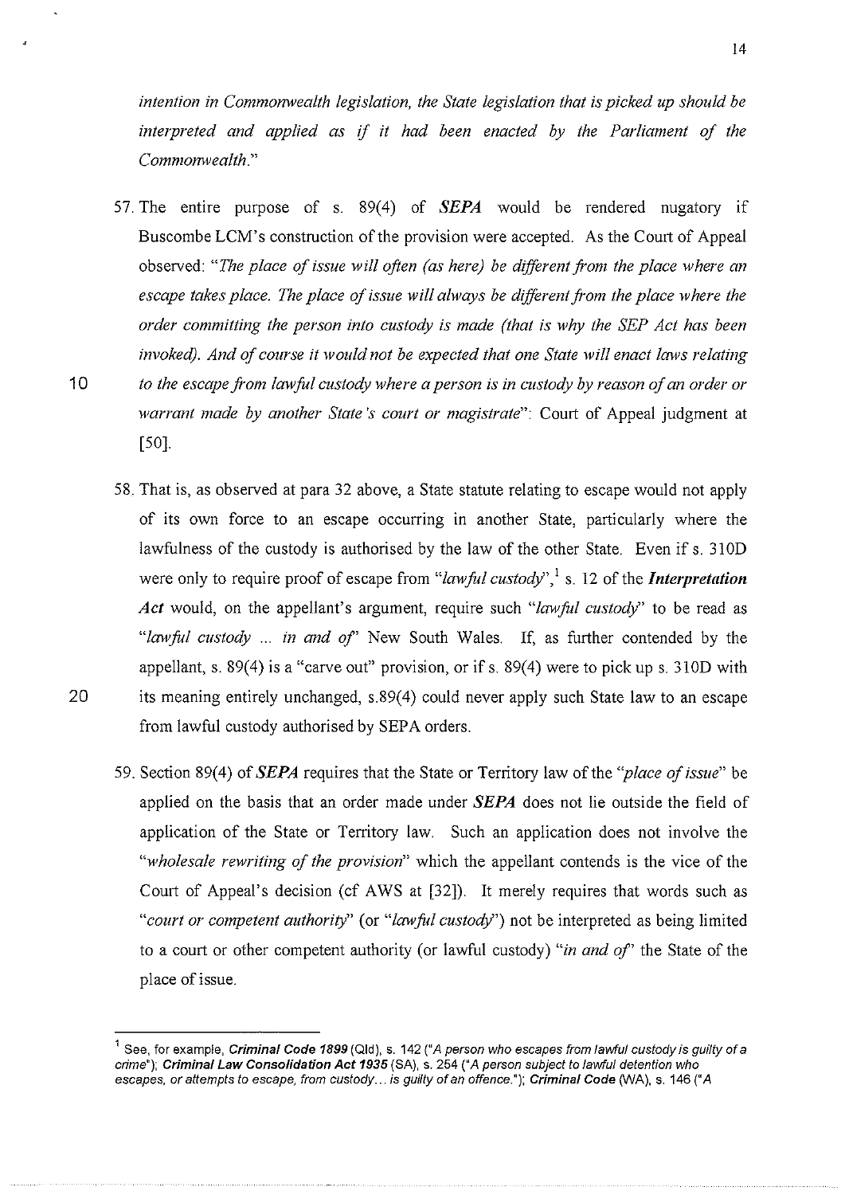*intention in Commonwealth legislation, the State legislation that is picked up should be interpreted and applied as if it had been enacted by the Parliament of the Commonwealth.*"

57. The entire purpose of s. 89(4) of ***SEPA*** would be rendered nugatory if Buscombe LCM's construction of the provision were accepted. As the Court of Appeal observed: "*The place of issue will often (as here) be different from the place where an escape takes place. The place of issue will always be different from the place where the order committing the person into custody is made (that is why the SEP Act has been invoked). And of course it would not be expected that one State will enact laws relating to the escape from lawful custody where a person is in custody by reason of an order or warrant made by another State's court or magistrate*": Court of Appeal judgment at [50].

58. That is, as observed at para 32 above, a State statute relating to escape would not apply of its own force to an escape occurring in another State, particularly where the lawfulness of the custody is authorised by the law of the other State. Even if s. 310D were only to require proof of escape from "*lawful custody*",[1] s. 12 of the ***Interpretation Act*** would, on the appellant's argument, require such "*lawful custody*" to be read as "*lawful custody ... in and of*" New South Wales. If, as further contended by the appellant, s. 89(4) is a "carve out" provision, or if s. 89(4) were to pick up s. 310D with its meaning entirely unchanged, s.89(4) could never apply such State law to an escape from lawful custody authorised by SEPA orders.

59. Section 89(4) of ***SEPA*** requires that the State or Territory law of the "*place of issue*" be applied on the basis that an order made under ***SEPA*** does not lie outside the field of application of the State or Territory law. Such an application does not involve the "*wholesale rewriting of the provision*" which the appellant contends is the vice of the Court of Appeal's decision (cf AWS at [32]). It merely requires that words such as "*court or competent authority*" (or "*lawful custody*") not be interpreted as being limited to a court or other competent authority (or lawful custody) "*in and of*" the State of the place of issue.

---

[1] See, for example, ***Criminal Code 1899*** (Qld), s. 142 ("*A person who escapes from lawful custody is guilty of a crime*"); ***Criminal Law Consolidation Act 1935*** (SA), s. 254 ("*A person subject to lawful detention who escapes, or attempts to escape, from custody... is guilty of an offence.*"); ***Criminal Code*** (WA), s. 146 ("*A*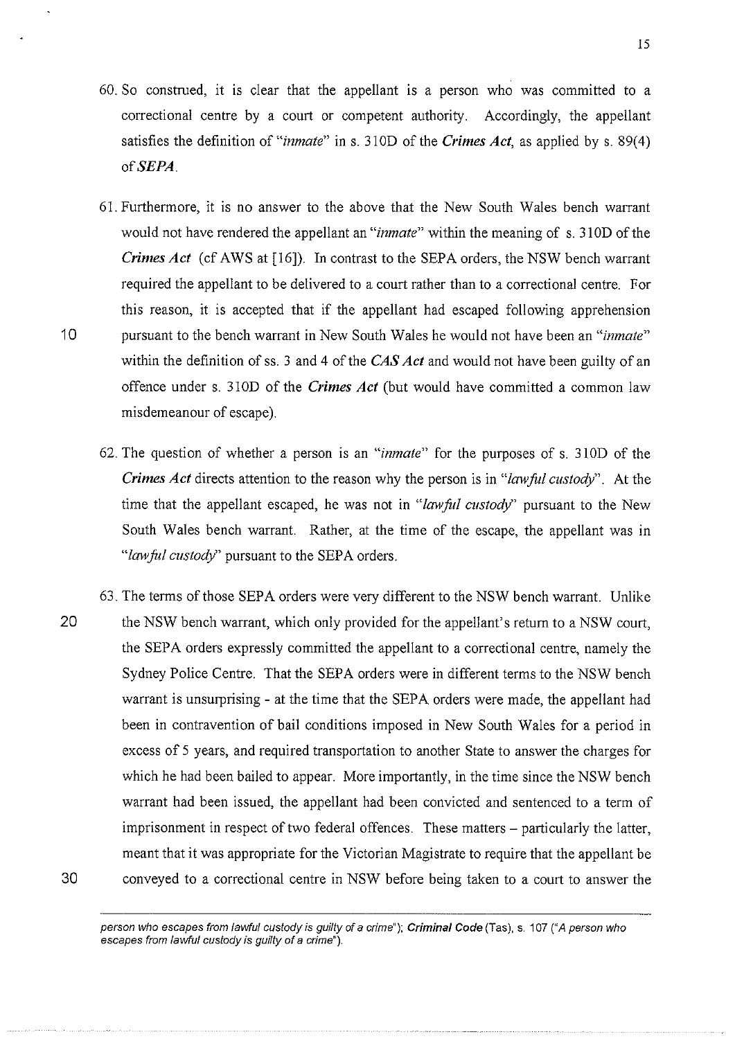60. So construed, it is clear that the appellant is a person who was committed to a correctional centre by a court or competent authority. Accordingly, the appellant satisfies the definition of *"inmate"* in s. 310D of the ***Crimes Act***, as applied by s. 89(4) of ***SEPA***.

61. Furthermore, it is no answer to the above that the New South Wales bench warrant would not have rendered the appellant an *"inmate"* within the meaning of s. 310D of the ***Crimes Act*** (cf AWS at [16]). In contrast to the SEPA orders, the NSW bench warrant required the appellant to be delivered to a court rather than to a correctional centre. For this reason, it is accepted that if the appellant had escaped following apprehension pursuant to the bench warrant in New South Wales he would not have been an *"inmate"* within the definition of ss. 3 and 4 of the ***CAS Act*** and would not have been guilty of an offence under s. 310D of the ***Crimes Act*** (but would have committed a common law misdemeanour of escape).

62. The question of whether a person is an *"inmate"* for the purposes of s. 310D of the ***Crimes Act*** directs attention to the reason why the person is in *"lawful custody"*. At the time that the appellant escaped, he was not in *"lawful custody"* pursuant to the New South Wales bench warrant. Rather, at the time of the escape, the appellant was in *"lawful custody"* pursuant to the SEPA orders.

63. The terms of those SEPA orders were very different to the NSW bench warrant. Unlike the NSW bench warrant, which only provided for the appellant's return to a NSW court, the SEPA orders expressly committed the appellant to a correctional centre, namely the Sydney Police Centre. That the SEPA orders were in different terms to the NSW bench warrant is unsurprising - at the time that the SEPA orders were made, the appellant had been in contravention of bail conditions imposed in New South Wales for a period in excess of 5 years, and required transportation to another State to answer the charges for which he had been bailed to appear. More importantly, in the time since the NSW bench warrant had been issued, the appellant had been convicted and sentenced to a term of imprisonment in respect of two federal offences. These matters – particularly the latter, meant that it was appropriate for the Victorian Magistrate to require that the appellant be conveyed to a correctional centre in NSW before being taken to a court to answer the

---

*person who escapes from lawful custody is guilty of a crime"*); ***Criminal Code*** (Tas), s. 107 (*"A person who escapes from lawful custody is guilty of a crime"*).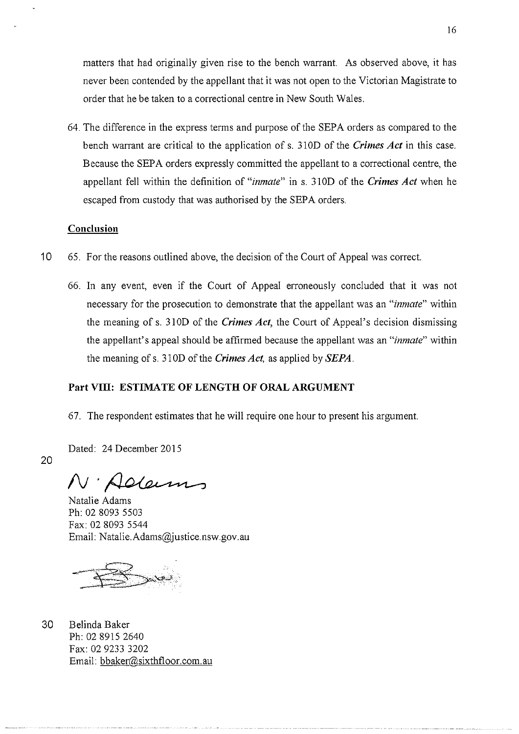matters that had originally given rise to the bench warrant. As observed above, it has never been contended by the appellant that it was not open to the Victorian Magistrate to order that he be taken to a correctional centre in New South Wales.

64. The difference in the express terms and purpose of the SEPA orders as compared to the bench warrant are critical to the application of s. 310D of the ***Crimes Act*** in this case. Because the SEPA orders expressly committed the appellant to a correctional centre, the appellant fell within the definition of "*inmate*" in s. 310D of the ***Crimes Act*** when he escaped from custody that was authorised by the SEPA orders.

**Conclusion**

65. For the reasons outlined above, the decision of the Court of Appeal was correct.

66. In any event, even if the Court of Appeal erroneously concluded that it was not necessary for the prosecution to demonstrate that the appellant was an "*inmate*" within the meaning of s. 310D of the ***Crimes Act***, the Court of Appeal's decision dismissing the appellant's appeal should be affirmed because the appellant was an "*inmate*" within the meaning of s. 310D of the ***Crimes Act***, as applied by ***SEPA***.

**Part VIII: ESTIMATE OF LENGTH OF ORAL ARGUMENT**

67. The respondent estimates that he will require one hour to present his argument.

Dated: 24 December 2015

N. Adams

Natalie Adams
Ph: 02 8093 5503
Fax: 02 8093 5544
Email: Natalie.Adams@justice.nsw.gov.au

Belinda Baker
Ph: 02 8915 2640
Fax: 02 9233 3202
Email: bbaker@sixthfloor.com.au